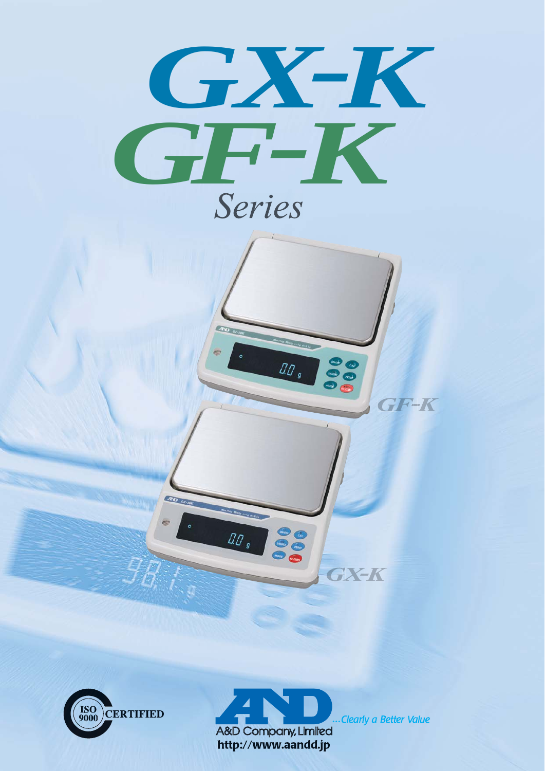# GX-K
# GF-K
*Series*

GF-K

GX-K

ISO 9000 CERTIFIED

A&D Company, Limited

...Clearly a Better Value

http://www.aandd.jp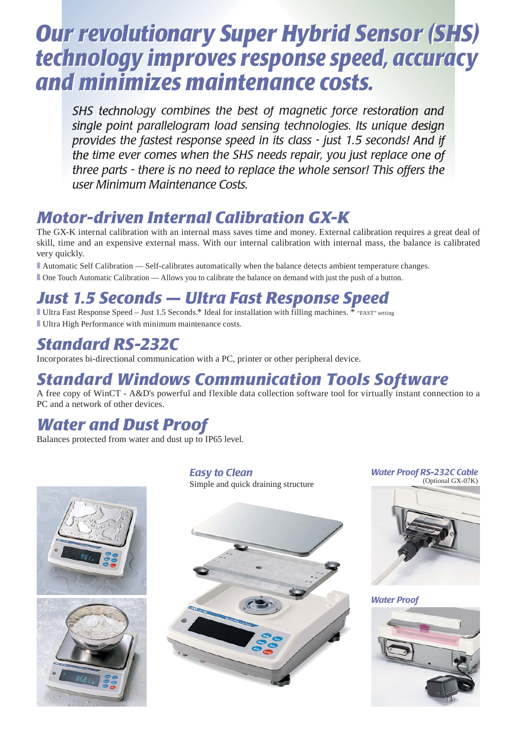# Our revolutionary Super Hybrid Sensor (SHS) technology improves response speed, accuracy and minimizes maintenance costs.

*SHS technology combines the best of magnetic force restoration and single point parallelogram load sensing technologies. Its unique design provides the fastest response speed in its class - just 1.5 seconds! And if the time ever comes when the SHS needs repair, you just replace one of three parts - there is no need to replace the whole sensor! This offers the user Minimum Maintenance Costs.*

## Motor-driven Internal Calibration GX-K

The GX-K internal calibration with an internal mass saves time and money. External calibration requires a great deal of skill, time and an expensive external mass. With our internal calibration with internal mass, the balance is calibrated very quickly.

- Automatic Self Calibration — Self-calibrates automatically when the balance detects ambient temperature changes.
- One Touch Automatic Calibration — Allows you to calibrate the balance on demand with just the push of a button.

## Just 1.5 Seconds — Ultra Fast Response Speed

- Ultra Fast Response Speed – Just 1.5 Seconds.* Ideal for installation with filling machines. * "FAST" setting
- Ultra High Performance with minimum maintenance costs.

## Standard RS-232C

Incorporates bi-directional communication with a PC, printer or other peripheral device.

## Standard Windows Communication Tools Software

A free copy of WinCT - A&D's powerful and flexible data collection software tool for virtually instant connection to a PC and a network of other devices.

## Water and Dust Proof

Balances protected from water and dust up to IP65 level.

### Easy to Clean

Simple and quick draining structure

### Water Proof RS-232C Cable

(Optional GX-07K)

### Water Proof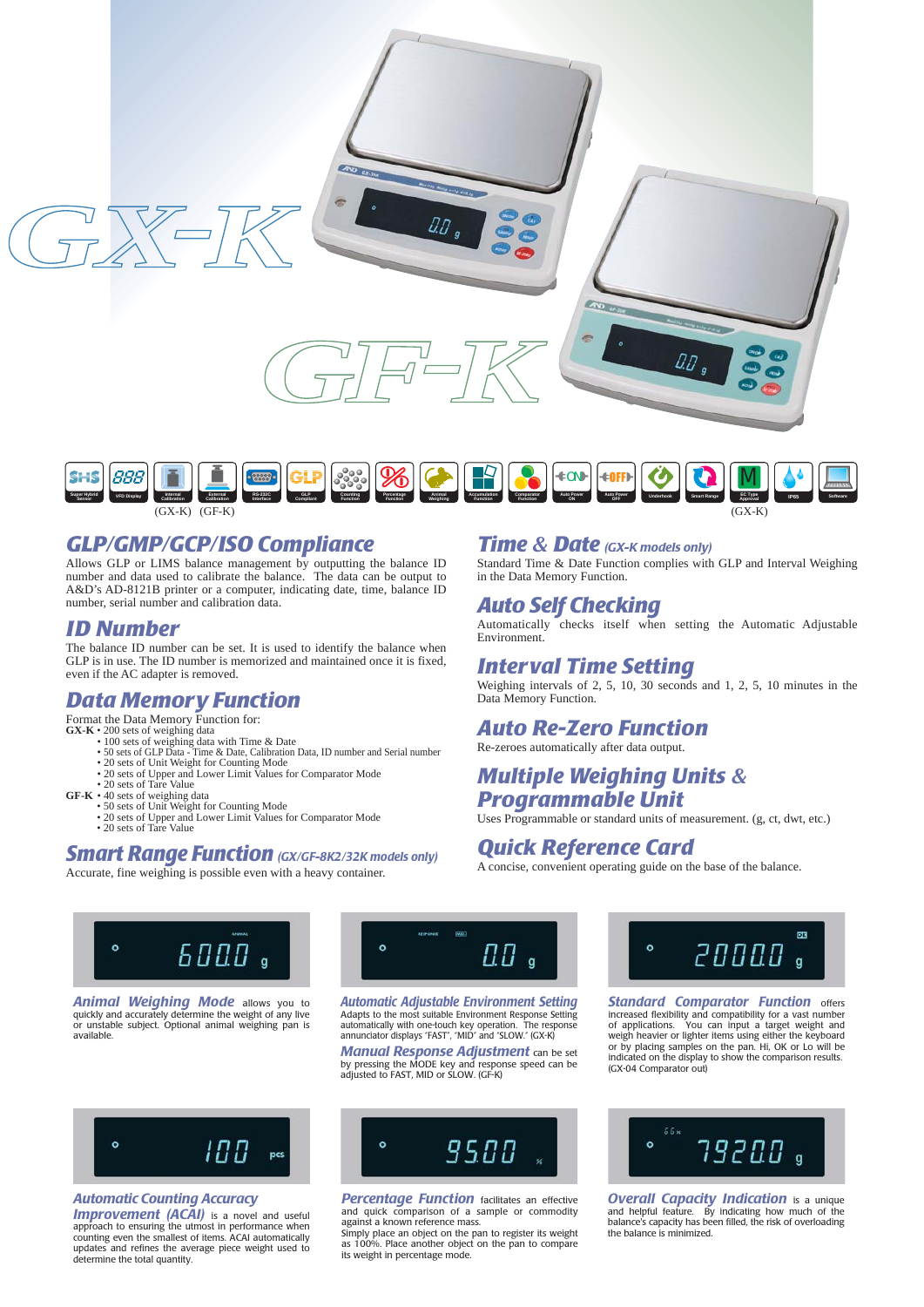# GX-K

# GF-K

Super Hybrid Sensor | VFD Display | Internal Calibration (GX-K) | External Calibration (GF-K) | RS-232C Interface | GLP Compliant | Counting Function | Percentage Function | Animal Weighing | Accumulation Function | Comparator Function | Auto Power ON | Auto Power OFF | Underhook | Smart Range | EC Type Approval (GX-K) | IP65 | Software

## GLP/GMP/GCP/ISO Compliance

Allows GLP or LIMS balance management by outputting the balance ID number and data used to calibrate the balance. The data can be output to A&D's AD-8121B printer or a computer, indicating date, time, balance ID number, serial number and calibration data.

## ID Number

The balance ID number can be set. It is used to identify the balance when GLP is in use. The ID number is memorized and maintained once it is fixed, even if the AC adapter is removed.

## Data Memory Function

Format the Data Memory Function for:

**GX-K**
- 200 sets of weighing data
- 100 sets of weighing data with Time & Date
- 50 sets of GLP Data - Time & Date, Calibration Data, ID number and Serial number
- 20 sets of Unit Weight for Counting Mode
- 20 sets of Upper and Lower Limit Values for Comparator Mode
- 20 sets of Tare Value

**GF-K**
- 40 sets of weighing data
- 50 sets of Unit Weight for Counting Mode
- 20 sets of Upper and Lower Limit Values for Comparator Mode
- 20 sets of Tare Value

## Smart Range Function *(GX/GF-8K2/32K models only)*

Accurate, fine weighing is possible even with a heavy container.

## Time & Date *(GX-K models only)*

Standard Time & Date Function complies with GLP and Interval Weighing in the Data Memory Function.

## Auto Self Checking

Automatically checks itself when setting the Automatic Adjustable Environment.

## Interval Time Setting

Weighing intervals of 2, 5, 10, 30 seconds and 1, 2, 5, 10 minutes in the Data Memory Function.

## Auto Re-Zero Function

Re-zeroes automatically after data output.

## Multiple Weighing Units & Programmable Unit

Uses Programmable or standard units of measurement. (g, ct, dwt, etc.)

## Quick Reference Card

A concise, convenient operating guide on the base of the balance.

**Animal Weighing Mode** allows you to quickly and accurately determine the weight of any live or unstable subject. Optional animal weighing pan is available.

**Automatic Adjustable Environment Setting** Adapts to the most suitable Environment Response Setting automatically with one-touch key operation. The response annunciator displays "FAST", "MID" and "SLOW." (GX-K)

**Manual Response Adjustment** can be set by pressing the MODE key and response speed can be adjusted to FAST, MID or SLOW. (GF-K)

**Standard Comparator Function** offers increased flexibility and compatibility for a vast number of applications. You can input a target weight and weigh heavier or lighter items using either the keyboard or by placing samples on the pan. Hi, OK or Lo will be indicated on the display to show the comparison results. (GX-04 Comparator out)

**Automatic Counting Accuracy Improvement (ACAI)** is a novel and useful approach to ensuring the utmost in performance when counting even the smallest of items. ACAI automatically updates and refines the average piece weight used to determine the total quantity.

**Percentage Function** facilitates an effective and quick comparison of a sample or commodity against a known reference mass. Simply place an object on the pan to register its weight as 100%. Place another object on the pan to compare its weight in percentage mode.

**Overall Capacity Indication** is a unique and helpful feature. By indicating how much of the balance's capacity has been filled, the risk of overloading the balance is minimized.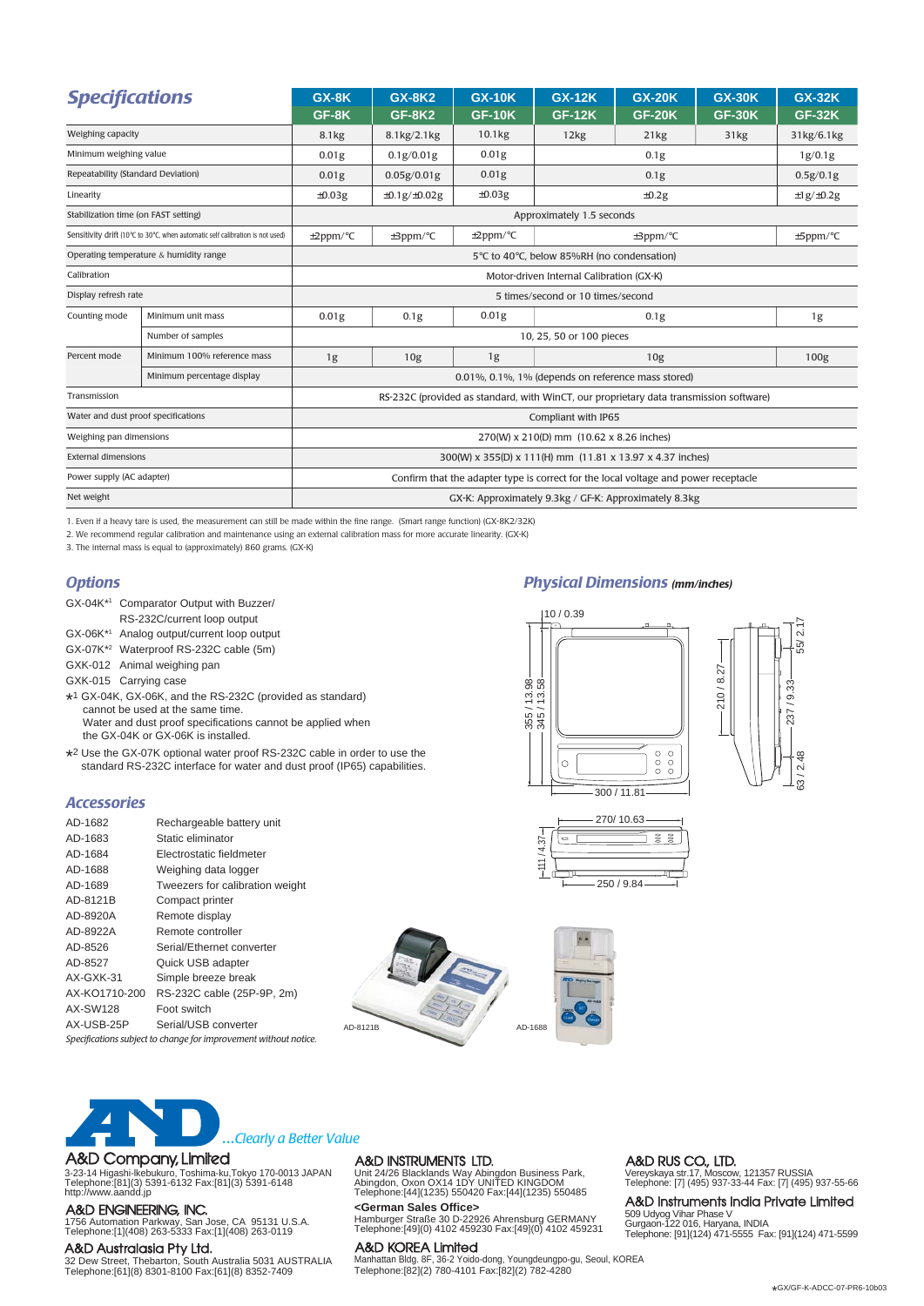## Specifications

| | | GX-8K<br>GF-8K | GX-8K2<br>GF-8K2 | GX-10K<br>GF-10K | GX-12K<br>GF-12K | GX-20K<br>GF-20K | GX-30K<br>GF-30K | GX-32K<br>GF-32K |
|---|---|---|---|---|---|---|---|---|
| Weighing capacity | | 8.1kg | 8.1kg/2.1kg | 10.1kg | 12kg | 21kg | 31kg | 31kg/6.1kg |
| Minimum weighing value | | 0.01g | 0.1g/0.01g | 0.01g | 0.1g | | | 1g/0.1g |
| Repeatability (Standard Deviation) | | 0.01g | 0.05g/0.01g | 0.01g | 0.1g | | | 0.5g/0.1g |
| Linearity | | ±0.03g | ±0.1g/±0.02g | ±0.03g | ±0.2g | | | ±1g/±0.2g |
| Stabilization time (on FAST setting) | | Approximately 1.5 seconds | | | | | | |
| Sensitivity drift (10°C to 30°C, when automatic self calibration is not used) | | ±2ppm/°C | ±3ppm/°C | ±2ppm/°C | ±3ppm/°C | | | ±5ppm/°C |
| Operating temperature & humidity range | | 5°C to 40°C, below 85%RH (no condensation) | | | | | | |
| Calibration | | Motor-driven Internal Calibration (GX-K) | | | | | | |
| Display refresh rate | | 5 times/second or 10 times/second | | | | | | |
| Counting mode | Minimum unit mass | 0.01g | 0.1g | 0.01g | 0.1g | | | 1g |
| | Number of samples | 10, 25, 50 or 100 pieces | | | | | | |
| Percent mode | Minimum 100% reference mass | 1g | 10g | 1g | 10g | | | 100g |
| | Minimum percentage display | 0.01%, 0.1%, 1% (depends on reference mass stored) | | | | | | |
| Transmission | | RS-232C (provided as standard, with WinCT, our proprietary data transmission software) | | | | | | |
| Water and dust proof specifications | | Compliant with IP65 | | | | | | |
| Weighing pan dimensions | | 270(W) x 210(D) mm (10.62 x 8.26 inches) | | | | | | |
| External dimensions | | 300(W) x 355(D) x 111(H) mm (11.81 x 13.97 x 4.37 inches) | | | | | | |
| Power supply (AC adapter) | | Confirm that the adapter type is correct for the local voltage and power receptacle | | | | | | |
| Net weight | | GX-K: Approximately 9.3kg / GF-K: Approximately 8.3kg | | | | | | |

1. Even if a heavy tare is used, the measurement can still be made within the fine range. (Smart range function) (GX-8K2/32K)
2. We recommend regular calibration and maintenance using an external calibration mass for more accurate linearity. (GX-K)
3. The internal mass is equal to (approximately) 860 grams. (GX-K)

## Options

- GX-04K*1 Comparator Output with Buzzer/ RS-232C/current loop output
- GX-06K*1 Analog output/current loop output
- GX-07K*2 Waterproof RS-232C cable (5m)
- GXK-012 Animal weighing pan
- GXK-015 Carrying case

*1 GX-04K, GX-06K, and the RS-232C (provided as standard) cannot be used at the same time. Water and dust proof specifications cannot be applied when the GX-04K or GX-06K is installed.

*2 Use the GX-07K optional water proof RS-232C cable in order to use the standard RS-232C interface for water and dust proof (IP65) capabilities.

## Accessories

| | |
|---|---|
| AD-1682 | Rechargeable battery unit |
| AD-1683 | Static eliminator |
| AD-1684 | Electrostatic fieldmeter |
| AD-1688 | Weighing data logger |
| AD-1689 | Tweezers for calibration weight |
| AD-8121B | Compact printer |
| AD-8920A | Remote display |
| AD-8922A | Remote controller |
| AD-8526 | Serial/Ethernet converter |
| AD-8527 | Quick USB adapter |
| AX-GXK-31 | Simple breeze break |
| AX-KO1710-200 | RS-232C cable (25P-9P, 2m) |
| AX-SW128 | Foot switch |
| AX-USB-25P | Serial/USB converter |

*Specifications subject to change for improvement without notice.*

AD-8121B

AD-1688

## Physical Dimensions *(mm/inches)*

10 / 0.39
355 / 13.98
345 / 13.58
300 / 11.81
210 / 8.27
55 / 2.17
237 / 9.33
63 / 2.48
270/ 10.63
111 / 4.37
250 / 9.84

*...Clearly a Better Value*

**A&D Company, Limited**
3-23-14 Higashi-Ikebukuro, Toshima-ku,Tokyo 170-0013 JAPAN
Telephone:[81](3) 5391-6132 Fax:[81](3) 5391-6148
http://www.aandd.jp

**A&D ENGINEERING, INC.**
1756 Automation Parkway, San Jose, CA 95131 U.S.A.
Telephone:[1](408) 263-5333 Fax:[1](408) 263-0119

**A&D Australasia Pty Ltd.**
32 Dew Street, Thebarton, South Australia 5031 AUSTRALIA
Telephone:[61](8) 8301-8100 Fax:[61](8) 8352-7409

**A&D INSTRUMENTS LTD.**
Unit 24/26 Blacklands Way Abingdon Business Park, Abingdon, Oxon OX14 1DY UNITED KINGDOM
Telephone:[44](1235) 550420 Fax:[44](1235) 550485

**<German Sales Office>**
Hamburger Straße 30 D-22926 Ahrensburg GERMANY
Telephone:[49](0) 4102 459230 Fax:[49](0) 4102 459231

**A&D KOREA Limited**
Manhattan Bldg. 8F, 36-2 Yoido-dong, Youngdeungpo-gu, Seoul, KOREA
Telephone:[82](2) 780-4101 Fax:[82](2) 782-4280

**A&D RUS CO., LTD.**
Vereyskaya str.17, Moscow, 121357 RUSSIA
Telephone: [7] (495) 937-33-44 Fax: [7] (495) 937-55-66

**A&D Instruments India Private Limited**
509 Udyog Vihar Phase V
Gurgaon-122 016, Haryana, INDIA
Telephone: [91](124) 471-5555 Fax: [91](124) 471-5599

*GX/GF-K-ADCC-07-PR6-10b03